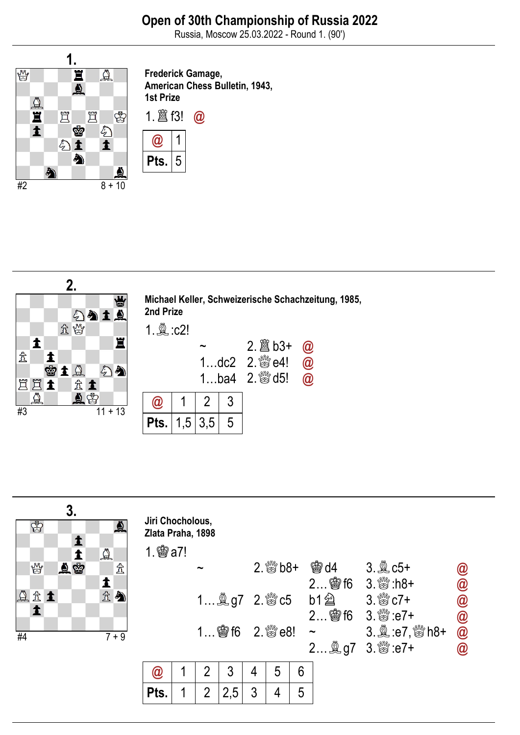# Open of 30th Championship of Russia 2022

Russia, Moscow 25.03.2022 - Round 1. (90')

## 1.

#2 8 + 10

**Frederick Gamage, American Chess Bulletin, 1943, 1st Prize**

1. ♖f3! @

| @ | 1 |
|---|---|
| Pts. | 5 |

## 2.

#3 11 + 13

**Michael Keller, Schweizerische Schachzeitung, 1985, 2nd Prize**

1. ♗:c2!

| | | |
|---|---|---|
| ~ | 2. ♖b3+ | @ |
| 1...dc2 | 2. ♕e4! | @ |
| 1...ba4 | 2. ♕d5! | @ |

| @ | 1 | 2 | 3 |
|---|---|---|---|
| Pts. | 1,5 | 3,5 | 5 |

## 3.

#4 7 + 9

**Jiri Chocholous, Zlata Praha, 1898**

1. ♔a7!

| | | | | |
|---|---|---|---|---|
| ~ | 2. ♕b8+ | ♔d4 | 3. ♗c5+ | @ |
| | | 2... ♔f6 | 3. ♕:h8+ | @ |
| 1... ♗g7 | 2. ♕c5 | b1♘ | 3. ♕c7+ | @ |
| | | 2... ♔f6 | 3. ♕:e7+ | @ |
| 1... ♔f6 | 2. ♕e8! | ~ | 3. ♗:e7, ♕h8+ | @ |
| | | 2... ♗g7 | 3. ♕:e7+ | @ |

| @ | 1 | 2 | 3 | 4 | 5 | 6 |
|---|---|---|---|---|---|---|
| Pts. | 1 | 2 | 2,5 | 3 | 4 | 5 |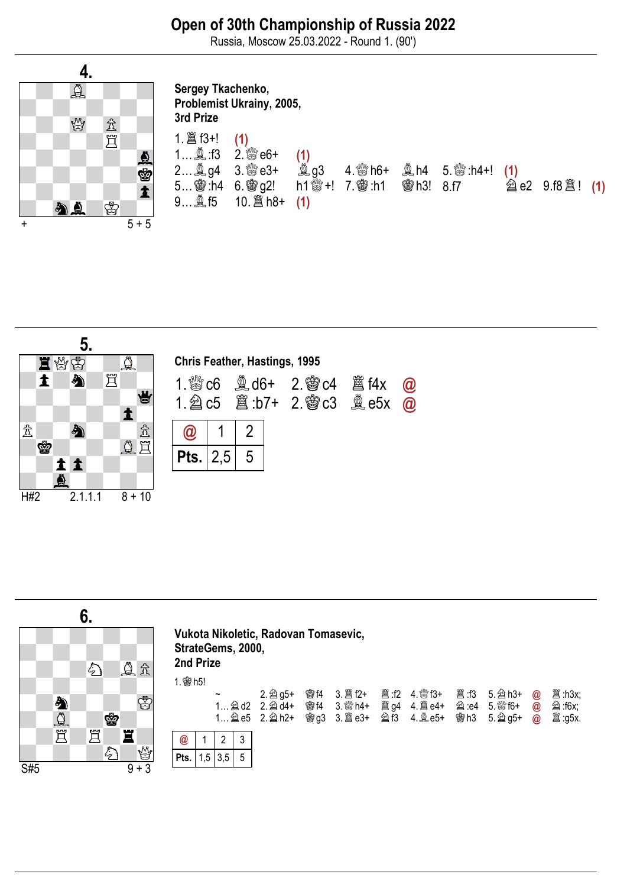# Open of 30th Championship of Russia 2022

Russia, Moscow 25.03.2022 - Round 1. (90')

## 4.

+ 5 + 5

**Sergey Tkachenko,**
**Problemist Ukrainy, 2005,**
**3rd Prize**

1. ♖f3+! **(1)**
1… ♗:f3 2. ♕e6+ **(1)**
2… ♗g4 3. ♕e3+ ♗g3 4. ♕h6+ ♗h4 5. ♕:h4+! **(1)**
5… ♔:h4 6. ♔g2! h1♕+! 7. ♔:h1 ♔h3! 8.f7 ♘e2 9.f8♖! **(1)**
9… ♗f5 10. ♖h8+ **(1)**

## 5.

H#2 2.1.1.1 8 + 10

**Chris Feather, Hastings, 1995**

1. ♕c6 ♗d6+ 2. ♔c4 ♖f4x **@**
1. ♘c5 ♖:b7+ 2. ♔c3 ♗e5x **@**

| @ | 1 | 2 |
|---|---|---|
| Pts. | 2,5 | 5 |

## 6.

S#5 9 + 3

**Vukota Nikoletic, Radovan Tomasevic,**
**StrateGems, 2000,**
**2nd Prize**

1. ♔h5!

~ 2. ♘g5+ ♔f4 3. ♖f2+ ♖:f2 4. ♕f3+ ♖:f3 5. ♘h3+ **@** ♖:h3x;
1… ♘d2 2. ♘d4+ ♔f4 3. ♕h4+ ♖g4 4. ♖e4+ ♘:e4 5. ♕f6+ **@** ♘:f6x;
1… ♘e5 2. ♘h2+ ♔g3 3. ♖e3+ ♘f3 4. ♗e5+ ♔h3 5. ♘g5+ **@** ♖:g5x.

| @ | 1 | 2 | 3 |
|---|---|---|---|
| Pts. | 1,5 | 3,5 | 5 |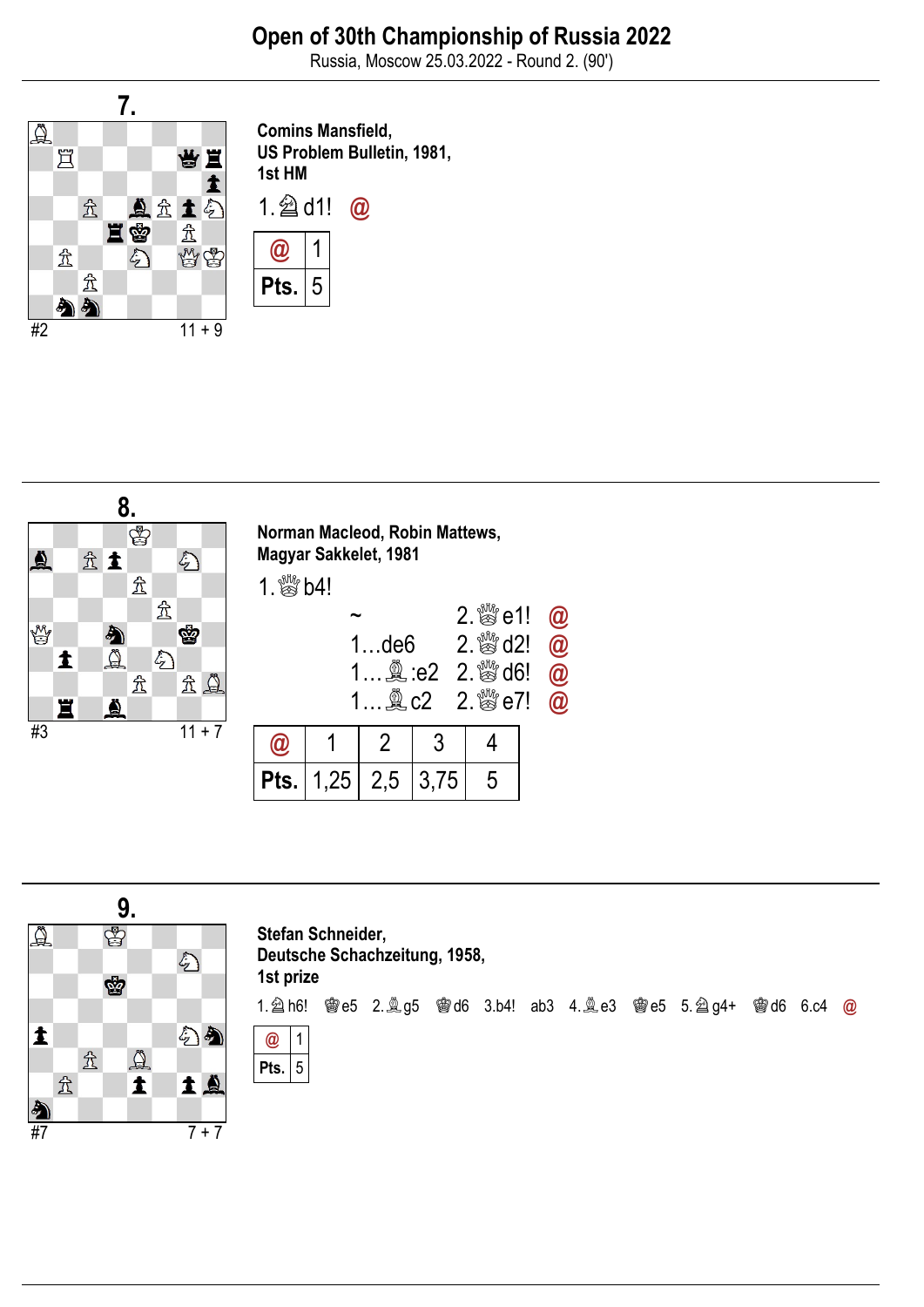# Open of 30th Championship of Russia 2022

Russia, Moscow 25.03.2022 - Round 2. (90')

## 7.

#2 11 + 9

**Comins Mansfield,**
**US Problem Bulletin, 1981,**
**1st HM**

1.♘d1! @

| @ | 1 |
|---|---|
| Pts. | 5 |

## 8.

#3 11 + 7

**Norman Macleod, Robin Mattews,**
**Magyar Sakkelet, 1981**

1.♕b4!

| | |
|---|---|
| ~ | 2.♕e1! @ |
| 1…de6 | 2.♕d2! @ |
| 1…♗:e2 | 2.♕d6! @ |
| 1…♗c2 | 2.♕e7! @ |

| @ | 1 | 2 | 3 | 4 |
|---|---|---|---|---|
| Pts. | 1,25 | 2,5 | 3,75 | 5 |

## 9.

#7 7 + 7

**Stefan Schneider,**
**Deutsche Schachzeitung, 1958,**
**1st prize**

1.♘h6! ♚e5 2.♗g5 ♚d6 3.b4! ab3 4.♗e3 ♚e5 5.♘g4+ ♚d6 6.c4 @

| @ | 1 |
|---|---|
| Pts. | 5 |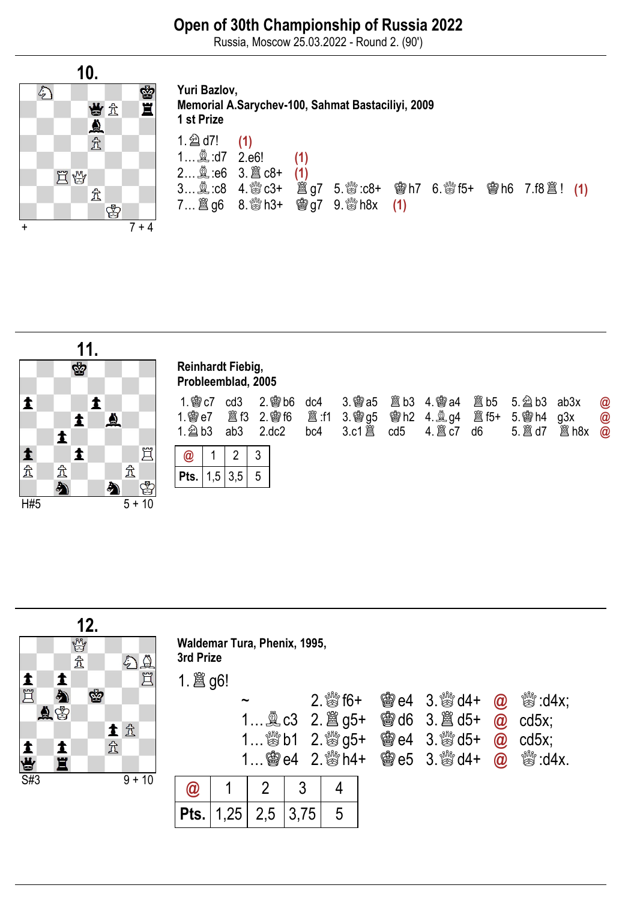## Open of 30th Championship of Russia 2022

Russia, Moscow 25.03.2022 - Round 2. (90')

### 10.

\+ 7 + 4

**Yuri Bazlov,**
**Memorial A.Sarychev-100, Sahmat Bastaciliyi, 2009**
**1 st Prize**

1.♘d7! (1)
1…♗:d7 2.e6! (1)
2…♗:e6 3.♖c8+ (1)
3…♗:c8 4.♕c3+ ♖g7 5.♕:c8+ ♔h7 6.♕f5+ ♔h6 7.f8♖! (1)
7…♖g6 8.♕h3+ ♔g7 9.♕h8x (1)

### 11.

H#5 5 + 10

**Reinhardt Fiebig,**
**Probleemblad, 2005**

1.♔c7 cd3 2.♔b6 dc4 3.♔a5 ♖b3 4.♔a4 ♖b5 5.♘b3 ab3x @
1.♔e7 ♖f3 2.♔f6 ♖:f1 3.♔g5 ♔h2 4.♗g4 ♖f5+ 5.♔h4 g3x @
1.♘b3 ab3 2.dc2 bc4 3.c1♖ cd5 4.♖c7 d6 5.♖d7 ♖h8x @

| @ | 1 | 2 | 3 |
|---|---|---|---|
| Pts. | 1,5 | 3,5 | 5 |

### 12.

S#3 9 + 10

**Waldemar Tura, Phenix, 1995,**
**3rd Prize**

1.♖g6!
~ 2.♕f6+ ♔e4 3.♕d4+ @ ♕:d4x;
1…♗c3 2.♖g5+ ♔d6 3.♖d5+ @ cd5x;
1…♕b1 2.♕g5+ ♔e4 3.♕d5+ @ cd5x;
1…♔e4 2.♕h4+ ♔e5 3.♕d4+ @ ♕:d4x.

| @ | 1 | 2 | 3 | 4 |
|---|---|---|---|---|
| Pts. | 1,25 | 2,5 | 3,75 | 5 |